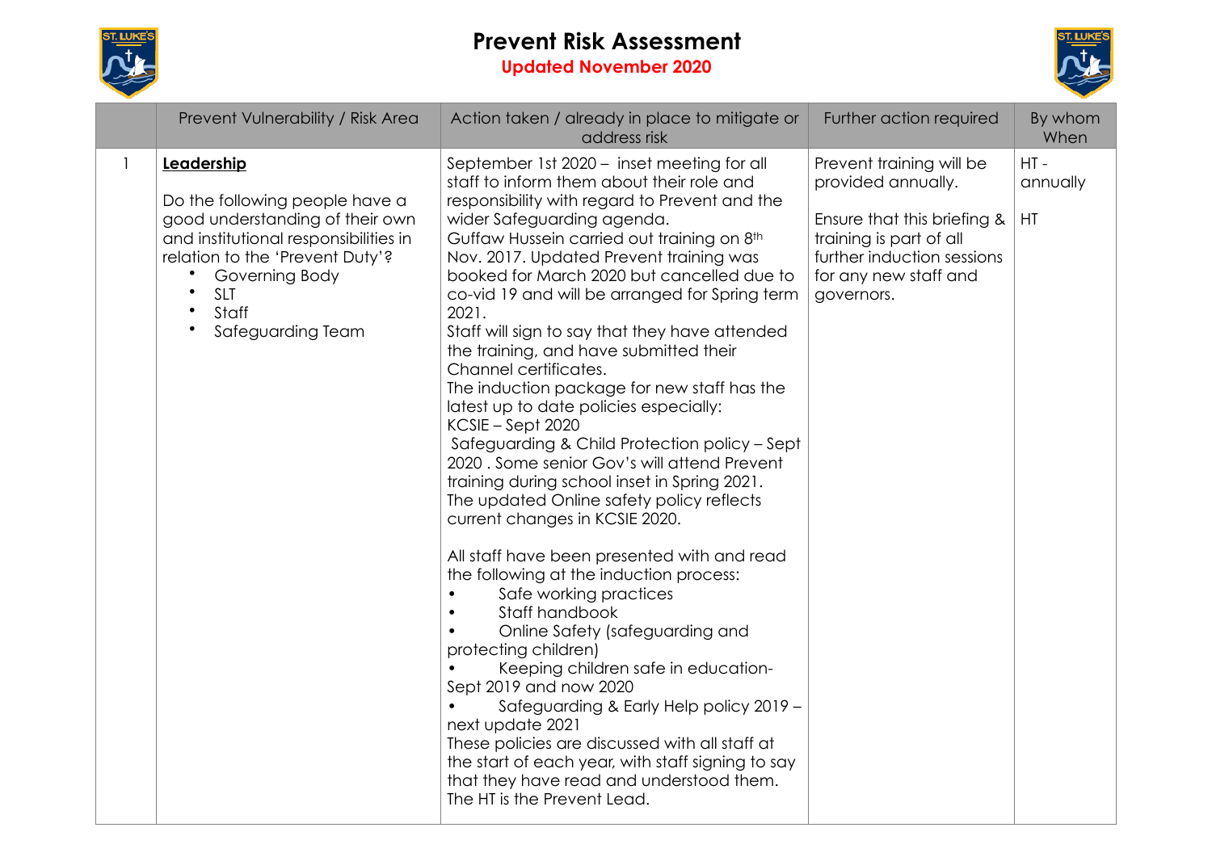# Prevent Risk Assessment

**Updated November 2020**

| | Prevent Vulnerability / Risk Area | Action taken / already in place to mitigate or address risk | Further action required | By whom When |
|---|---|---|---|---|
| 1 | **Leadership**<br><br>Do the following people have a good understanding of their own and institutional responsibilities in relation to the 'Prevent Duty'?<br>• Governing Body<br>• SLT<br>• Staff<br>• Safeguarding Team | September 1st 2020 – inset meeting for all staff to inform them about their role and responsibility with regard to Prevent and the wider Safeguarding agenda.<br>Guffaw Hussein carried out training on 8th Nov. 2017. Updated Prevent training was booked for March 2020 but cancelled due to co-vid 19 and will be arranged for Spring term 2021.<br>Staff will sign to say that they have attended the training, and have submitted their Channel certificates.<br>The induction package for new staff has the latest up to date policies especially:<br>KCSIE – Sept 2020<br>Safeguarding & Child Protection policy – Sept 2020 . Some senior Gov's will attend Prevent training during school inset in Spring 2021.<br>The updated Online safety policy reflects current changes in KCSIE 2020.<br><br>All staff have been presented with and read the following at the induction process:<br>• Safe working practices<br>• Staff handbook<br>• Online Safety (safeguarding and protecting children)<br>• Keeping children safe in education- Sept 2019 and now 2020<br>• Safeguarding & Early Help policy 2019 – next update 2021<br>These policies are discussed with all staff at the start of each year, with staff signing to say that they have read and understood them.<br>The HT is the Prevent Lead. | Prevent training will be provided annually.<br><br>Ensure that this briefing & training is part of all further induction sessions for any new staff and governors. | HT - annually<br><br>HT |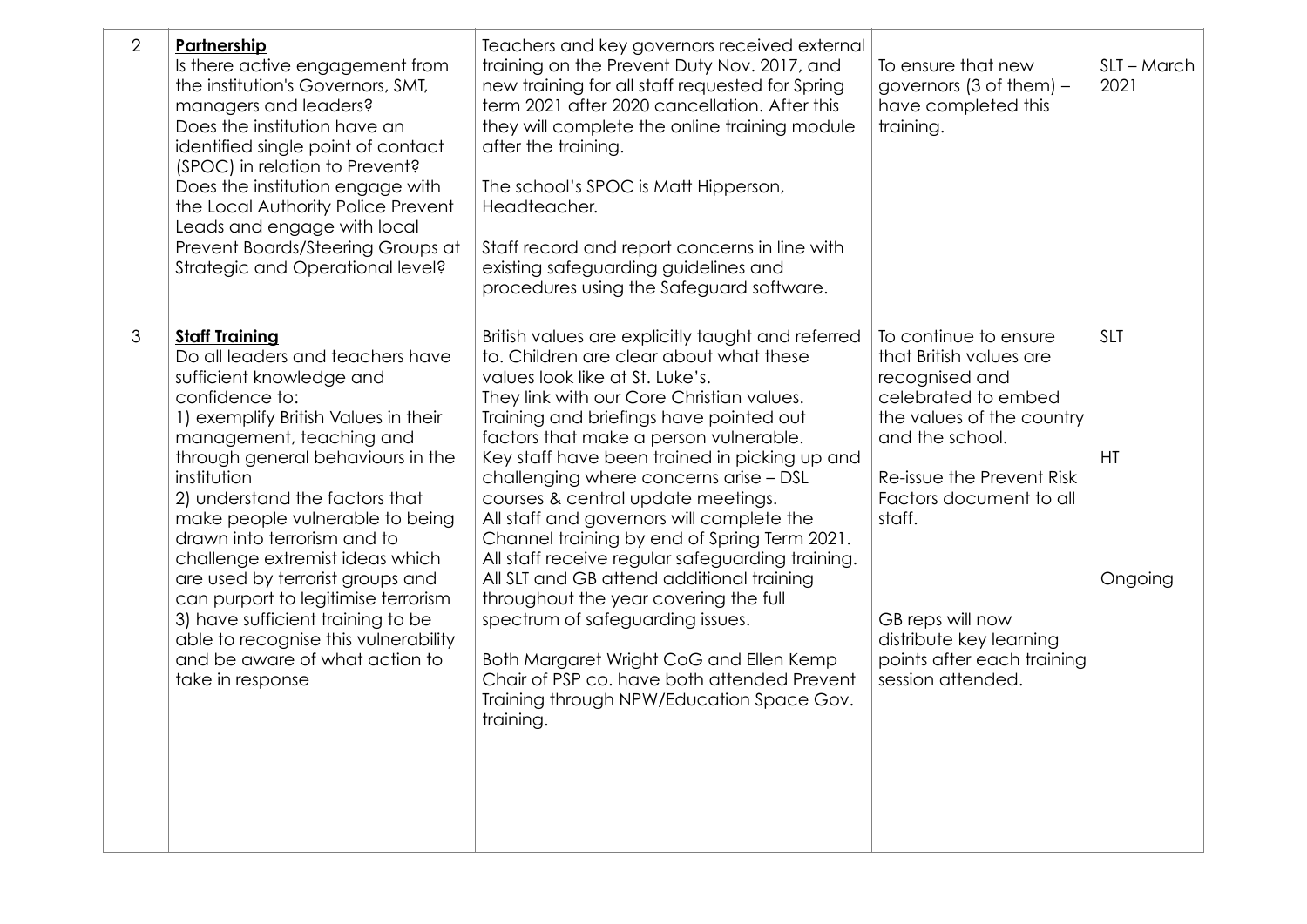| 2 | **Partnership**<br>Is there active engagement from the institution's Governors, SMT, managers and leaders?<br>Does the institution have an identified single point of contact (SPOC) in relation to Prevent?<br>Does the institution engage with the Local Authority Police Prevent Leads and engage with local Prevent Boards/Steering Groups at Strategic and Operational level? | Teachers and key governors received external training on the Prevent Duty Nov. 2017, and new training for all staff requested for Spring term 2021 after 2020 cancellation. After this they will complete the online training module after the training.<br><br>The school's SPOC is Matt Hipperson, Headteacher.<br><br>Staff record and report concerns in line with existing safeguarding guidelines and procedures using the Safeguard software. | To ensure that new governors (3 of them) – have completed this training. | SLT – March 2021 |
|---|---|---|---|---|
| 3 | **Staff Training**<br>Do all leaders and teachers have sufficient knowledge and confidence to:<br>1) exemplify British Values in their management, teaching and through general behaviours in the institution<br>2) understand the factors that make people vulnerable to being drawn into terrorism and to challenge extremist ideas which are used by terrorist groups and can purport to legitimise terrorism<br>3) have sufficient training to be able to recognise this vulnerability and be aware of what action to take in response | British values are explicitly taught and referred to. Children are clear about what these values look like at St. Luke's.<br>They link with our Core Christian values.<br>Training and briefings have pointed out factors that make a person vulnerable.<br>Key staff have been trained in picking up and challenging where concerns arise – DSL courses & central update meetings.<br>All staff and governors will complete the Channel training by end of Spring Term 2021.<br>All staff receive regular safeguarding training.<br>All SLT and GB attend additional training throughout the year covering the full spectrum of safeguarding issues.<br><br>Both Margaret Wright CoG and Ellen Kemp Chair of PSP co. have both attended Prevent Training through NPW/Education Space Gov. training. | To continue to ensure that British values are recognised and celebrated to embed the values of the country and the school.<br><br>Re-issue the Prevent Risk Factors document to all staff.<br><br>GB reps will now distribute key learning points after each training session attended. | SLT<br><br>HT<br><br>Ongoing |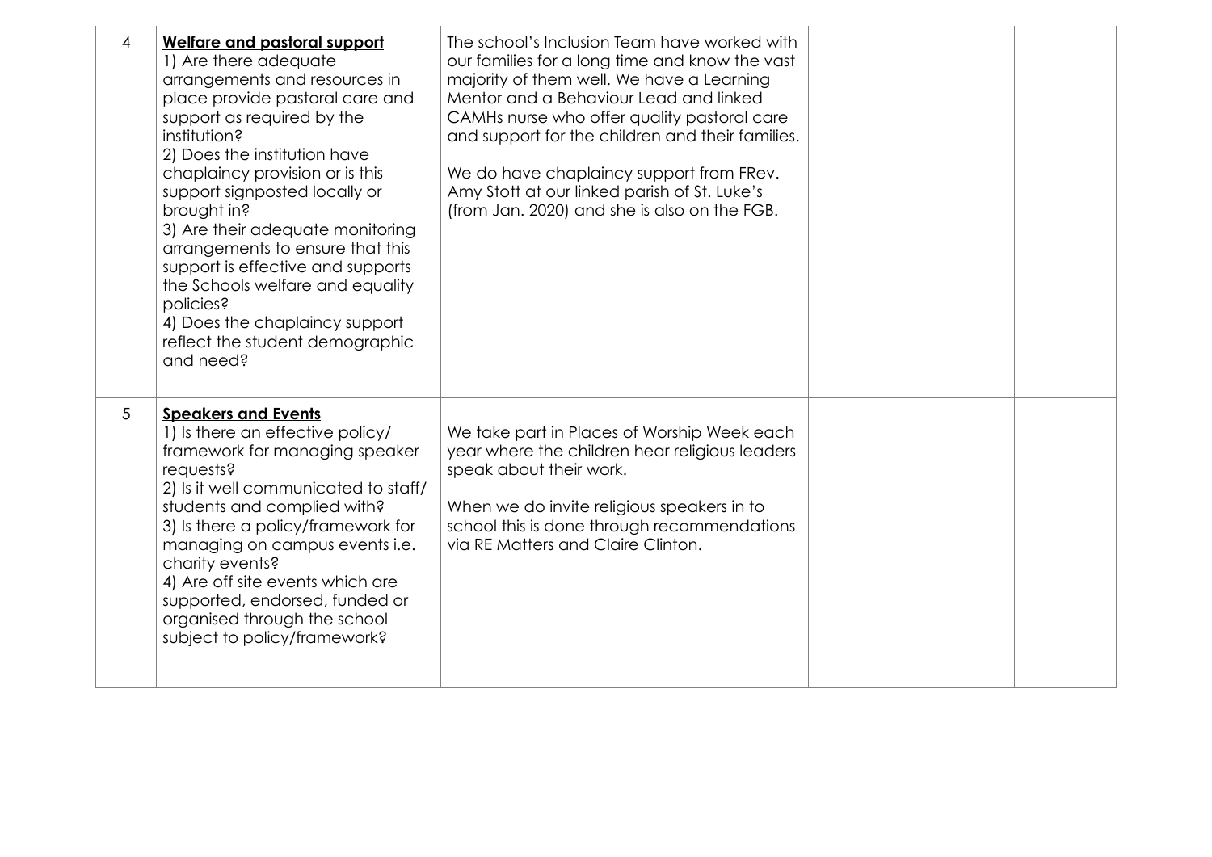| | | | | |
|---|---|---|---|---|
| 4 | **Welfare and pastoral support**<br>1) Are there adequate arrangements and resources in place provide pastoral care and support as required by the institution?<br>2) Does the institution have chaplaincy provision or is this support signposted locally or brought in?<br>3) Are their adequate monitoring arrangements to ensure that this support is effective and supports the Schools welfare and equality policies?<br>4) Does the chaplaincy support reflect the student demographic and need? | The school's Inclusion Team have worked with our families for a long time and know the vast majority of them well. We have a Learning Mentor and a Behaviour Lead and linked CAMHs nurse who offer quality pastoral care and support for the children and their families.<br><br>We do have chaplaincy support from FRev. Amy Stott at our linked parish of St. Luke's (from Jan. 2020) and she is also on the FGB. | | |
| 5 | **Speakers and Events**<br>1) Is there an effective policy/ framework for managing speaker requests?<br>2) Is it well communicated to staff/ students and complied with?<br>3) Is there a policy/framework for managing on campus events i.e. charity events?<br>4) Are off site events which are supported, endorsed, funded or organised through the school subject to policy/framework? | We take part in Places of Worship Week each year where the children hear religious leaders speak about their work.<br><br>When we do invite religious speakers in to school this is done through recommendations via RE Matters and Claire Clinton. | | |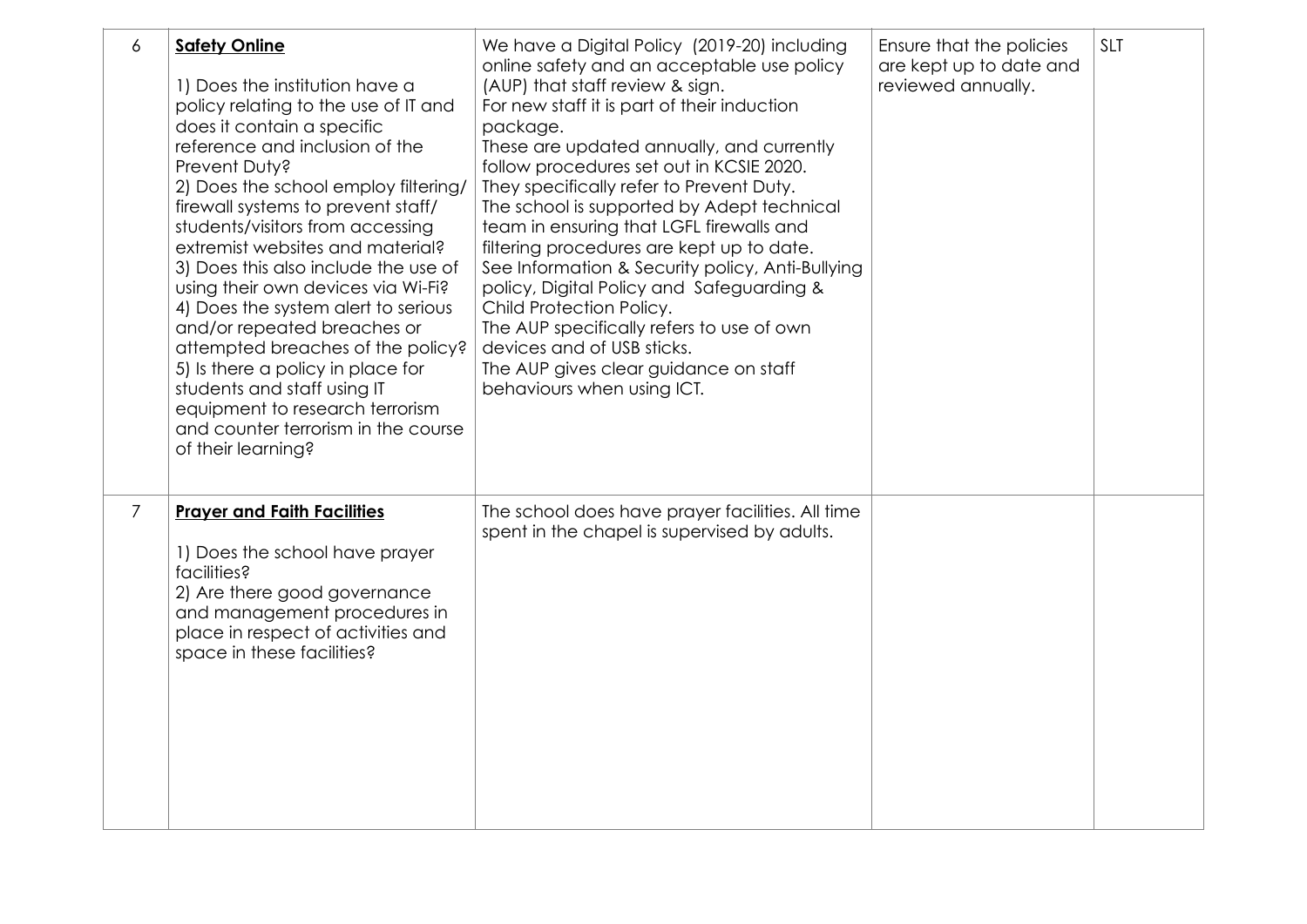| 6 | **Safety Online**<br><br>1) Does the institution have a policy relating to the use of IT and does it contain a specific reference and inclusion of the Prevent Duty?<br>2) Does the school employ filtering/ firewall systems to prevent staff/ students/visitors from accessing extremist websites and material?<br>3) Does this also include the use of using their own devices via Wi-Fi?<br>4) Does the system alert to serious and/or repeated breaches or attempted breaches of the policy?<br>5) Is there a policy in place for students and staff using IT equipment to research terrorism and counter terrorism in the course of their learning? | We have a Digital Policy (2019-20) including online safety and an acceptable use policy (AUP) that staff review & sign.<br>For new staff it is part of their induction package.<br>These are updated annually, and currently follow procedures set out in KCSIE 2020.<br>They specifically refer to Prevent Duty.<br>The school is supported by Adept technical team in ensuring that LGFL firewalls and filtering procedures are kept up to date.<br>See Information & Security policy, Anti-Bullying policy, Digital Policy and Safeguarding & Child Protection Policy.<br>The AUP specifically refers to use of own devices and of USB sticks.<br>The AUP gives clear guidance on staff behaviours when using ICT. | Ensure that the policies are kept up to date and reviewed annually. | SLT |
|---|---|---|---|---|
| 7 | **Prayer and Faith Facilities**<br><br>1) Does the school have prayer facilities?<br>2) Are there good governance and management procedures in place in respect of activities and space in these facilities? | The school does have prayer facilities. All time spent in the chapel is supervised by adults. | | |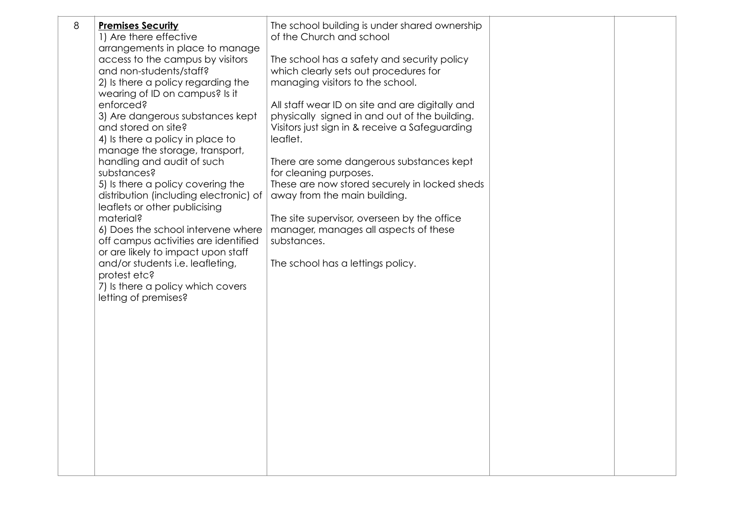| 8 | **Premises Security**<br>1) Are there effective arrangements in place to manage access to the campus by visitors and non-students/staff?<br>2) Is there a policy regarding the wearing of ID on campus? Is it enforced?<br>3) Are dangerous substances kept and stored on site?<br>4) Is there a policy in place to manage the storage, transport, handling and audit of such substances?<br>5) Is there a policy covering the distribution (including electronic) of leaflets or other publicising material?<br>6) Does the school intervene where off campus activities are identified or are likely to impact upon staff and/or students i.e. leafleting, protest etc?<br>7) Is there a policy which covers letting of premises? | The school building is under shared ownership of the Church and school<br><br>The school has a safety and security policy which clearly sets out procedures for managing visitors to the school.<br><br>All staff wear ID on site and are digitally and physically signed in and out of the building. Visitors just sign in & receive a Safeguarding leaflet.<br><br>There are some dangerous substances kept for cleaning purposes.<br>These are now stored securely in locked sheds away from the main building.<br><br>The site supervisor, overseen by the office manager, manages all aspects of these substances.<br><br>The school has a lettings policy. | | |
|---|---|---|---|---|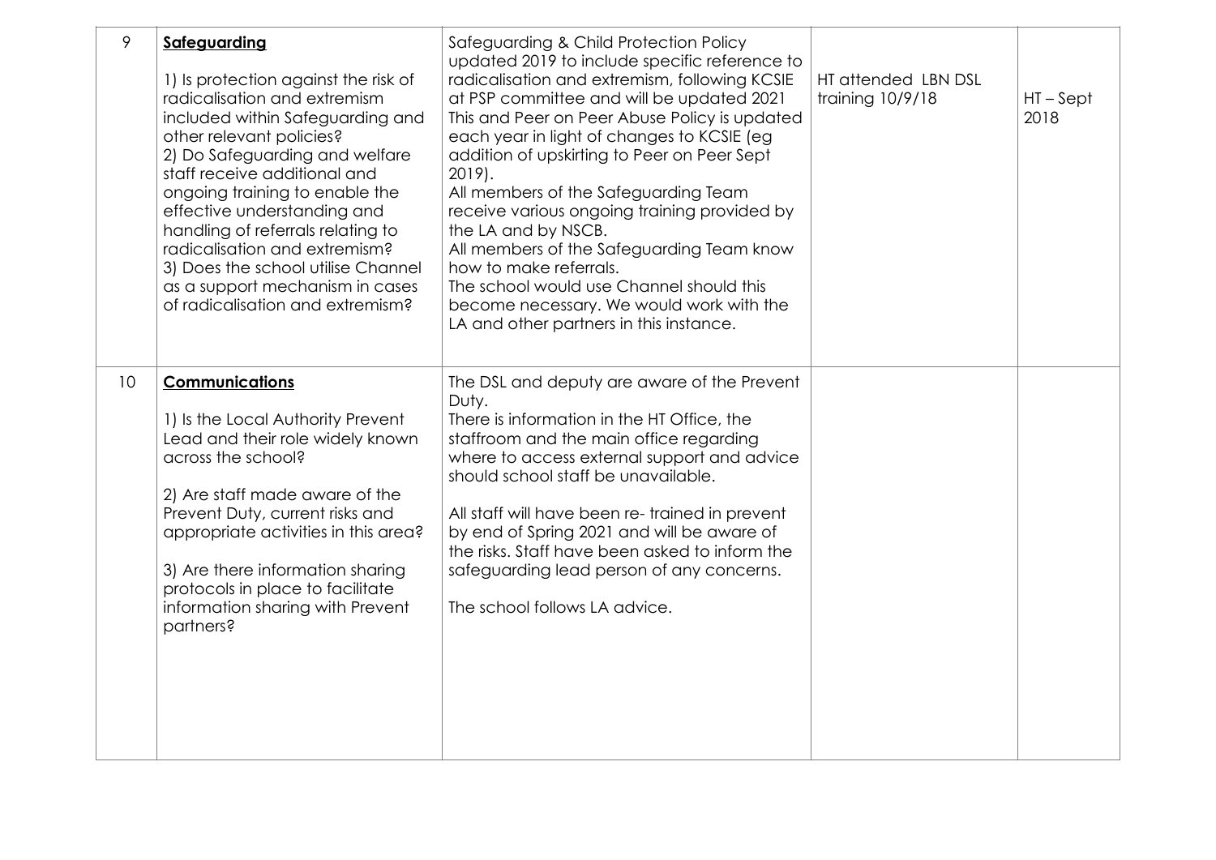| | | | | |
|---|---|---|---|---|
| 9 | **Safeguarding**<br><br>1) Is protection against the risk of radicalisation and extremism included within Safeguarding and other relevant policies?<br>2) Do Safeguarding and welfare staff receive additional and ongoing training to enable the effective understanding and handling of referrals relating to radicalisation and extremism?<br>3) Does the school utilise Channel as a support mechanism in cases of radicalisation and extremism? | Safeguarding & Child Protection Policy updated 2019 to include specific reference to radicalisation and extremism, following KCSIE at PSP committee and will be updated 2021 This and Peer on Peer Abuse Policy is updated each year in light of changes to KCSIE (eg addition of upskirting to Peer on Peer Sept 2019).<br>All members of the Safeguarding Team receive various ongoing training provided by the LA and by NSCB.<br>All members of the Safeguarding Team know how to make referrals.<br>The school would use Channel should this become necessary. We would work with the LA and other partners in this instance. | HT attended LBN DSL training 10/9/18 | HT – Sept 2018 |
| 10 | **Communications**<br><br>1) Is the Local Authority Prevent Lead and their role widely known across the school?<br><br>2) Are staff made aware of the Prevent Duty, current risks and appropriate activities in this area?<br><br>3) Are there information sharing protocols in place to facilitate information sharing with Prevent partners? | The DSL and deputy are aware of the Prevent Duty.<br>There is information in the HT Office, the staffroom and the main office regarding where to access external support and advice should school staff be unavailable.<br><br>All staff will have been re- trained in prevent by end of Spring 2021 and will be aware of the risks. Staff have been asked to inform the safeguarding lead person of any concerns.<br><br>The school follows LA advice. | | |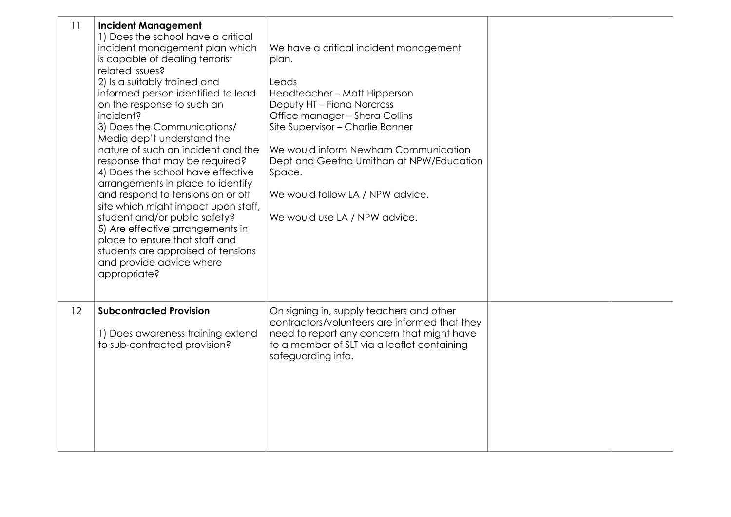| 11 | **<u>Incident Management</u>**<br>1) Does the school have a critical incident management plan which is capable of dealing terrorist related issues?<br>2) Is a suitably trained and informed person identified to lead on the response to such an incident?<br>3) Does the Communications/ Media dep't understand the nature of such an incident and the response that may be required?<br>4) Does the school have effective arrangements in place to identify and respond to tensions on or off site which might impact upon staff, student and/or public safety?<br>5) Are effective arrangements in place to ensure that staff and students are appraised of tensions and provide advice where appropriate? | We have a critical incident management plan.<br><br><u>Leads</u><br>Headteacher – Matt Hipperson<br>Deputy HT – Fiona Norcross<br>Office manager – Shera Collins<br>Site Supervisor – Charlie Bonner<br><br>We would inform Newham Communication Dept and Geetha Umithan at NPW/Education Space.<br><br>We would follow LA / NPW advice.<br><br>We would use LA / NPW advice. | | |
|---|---|---|---|---|
| 12 | **<u>Subcontracted Provision</u>**<br><br>1) Does awareness training extend to sub-contracted provision? | On signing in, supply teachers and other contractors/volunteers are informed that they need to report any concern that might have to a member of SLT via a leaflet containing safeguarding info. | | |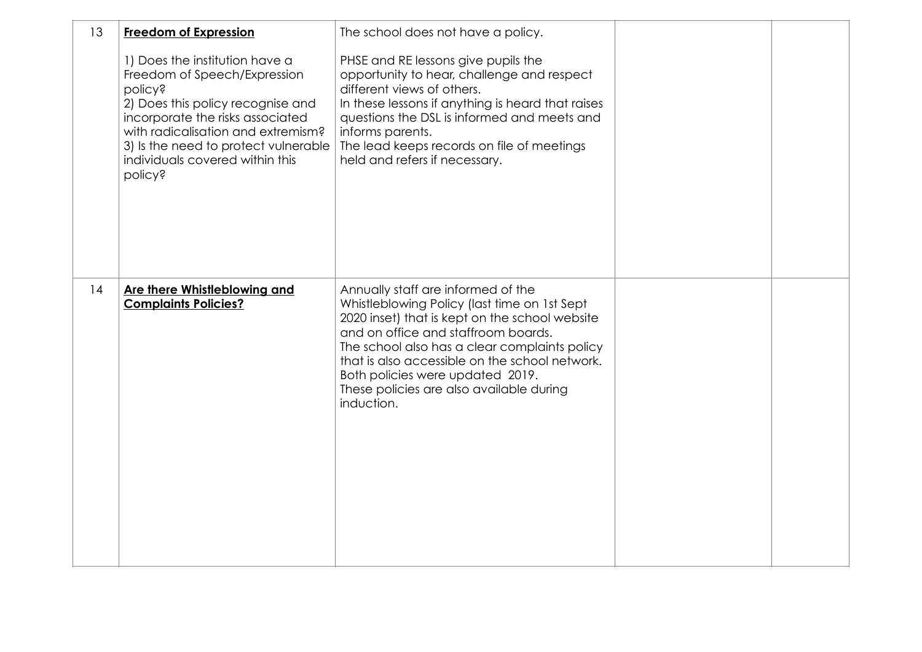| | | | | |
|---|---|---|---|---|
| 13 | **Freedom of Expression**<br><br>1) Does the institution have a Freedom of Speech/Expression policy?<br>2) Does this policy recognise and incorporate the risks associated with radicalisation and extremism?<br>3) Is the need to protect vulnerable individuals covered within this policy? | The school does not have a policy.<br><br>PHSE and RE lessons give pupils the opportunity to hear, challenge and respect different views of others.<br>In these lessons if anything is heard that raises questions the DSL is informed and meets and informs parents.<br>The lead keeps records on file of meetings held and refers if necessary. | | |
| 14 | **Are there Whistleblowing and Complaints Policies?** | Annually staff are informed of the Whistleblowing Policy (last time on 1st Sept 2020 inset) that is kept on the school website and on office and staffroom boards.<br>The school also has a clear complaints policy that is also accessible on the school network.<br>Both policies were updated 2019.<br>These policies are also available during induction. | | |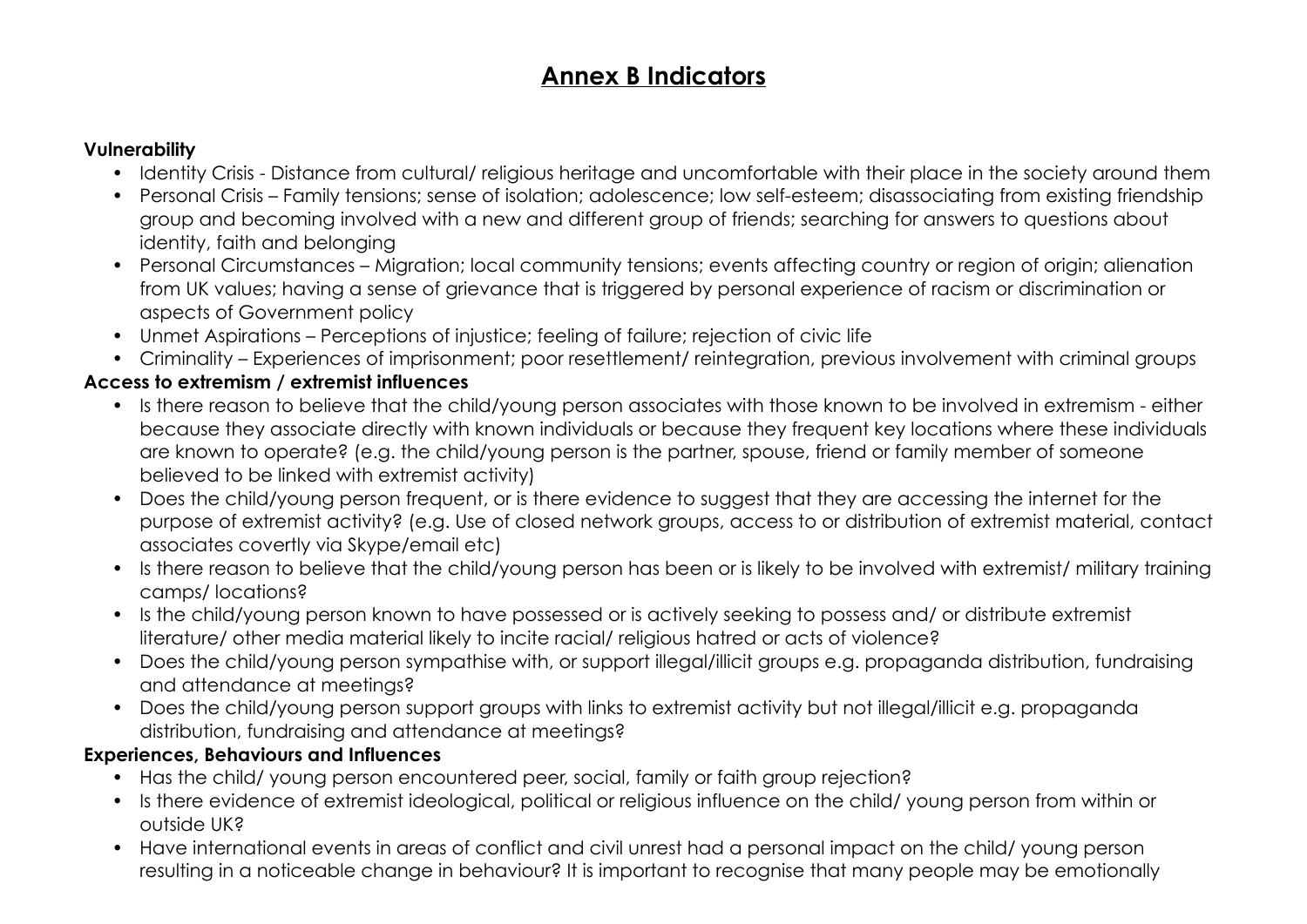# Annex B Indicators

**Vulnerability**

- Identity Crisis - Distance from cultural/ religious heritage and uncomfortable with their place in the society around them
- Personal Crisis – Family tensions; sense of isolation; adolescence; low self-esteem; disassociating from existing friendship group and becoming involved with a new and different group of friends; searching for answers to questions about identity, faith and belonging
- Personal Circumstances – Migration; local community tensions; events affecting country or region of origin; alienation from UK values; having a sense of grievance that is triggered by personal experience of racism or discrimination or aspects of Government policy
- Unmet Aspirations – Perceptions of injustice; feeling of failure; rejection of civic life
- Criminality – Experiences of imprisonment; poor resettlement/ reintegration, previous involvement with criminal groups

**Access to extremism / extremist influences**

- Is there reason to believe that the child/young person associates with those known to be involved in extremism - either because they associate directly with known individuals or because they frequent key locations where these individuals are known to operate? (e.g. the child/young person is the partner, spouse, friend or family member of someone believed to be linked with extremist activity)
- Does the child/young person frequent, or is there evidence to suggest that they are accessing the internet for the purpose of extremist activity? (e.g. Use of closed network groups, access to or distribution of extremist material, contact associates covertly via Skype/email etc)
- Is there reason to believe that the child/young person has been or is likely to be involved with extremist/ military training camps/ locations?
- Is the child/young person known to have possessed or is actively seeking to possess and/ or distribute extremist literature/ other media material likely to incite racial/ religious hatred or acts of violence?
- Does the child/young person sympathise with, or support illegal/illicit groups e.g. propaganda distribution, fundraising and attendance at meetings?
- Does the child/young person support groups with links to extremist activity but not illegal/illicit e.g. propaganda distribution, fundraising and attendance at meetings?

**Experiences, Behaviours and Influences**

- Has the child/ young person encountered peer, social, family or faith group rejection?
- Is there evidence of extremist ideological, political or religious influence on the child/ young person from within or outside UK?
- Have international events in areas of conflict and civil unrest had a personal impact on the child/ young person resulting in a noticeable change in behaviour? It is important to recognise that many people may be emotionally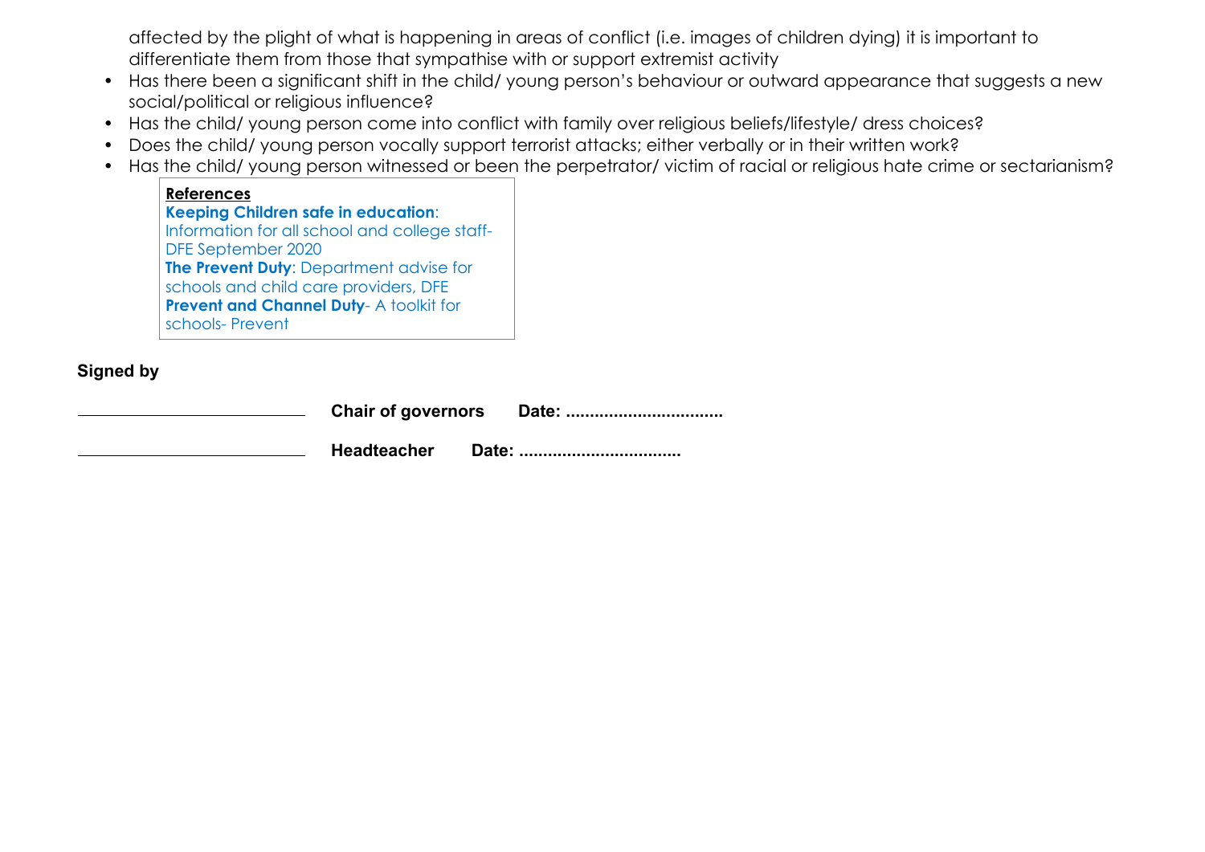affected by the plight of what is happening in areas of conflict (i.e. images of children dying) it is important to differentiate them from those that sympathise with or support extremist activity

- Has there been a significant shift in the child/ young person's behaviour or outward appearance that suggests a new social/political or religious influence?
- Has the child/ young person come into conflict with family over religious beliefs/lifestyle/ dress choices?
- Does the child/ young person vocally support terrorist attacks; either verbally or in their written work?
- Has the child/ young person witnessed or been the perpetrator/ victim of racial or religious hate crime or sectarianism?

**References**
**Keeping Children safe in education**: Information for all school and college staff- DFE September 2020
**The Prevent Duty**: Department advise for schools and child care providers, DFE
**Prevent and Channel Duty**- A toolkit for schools- Prevent

**Signed by**

______________________ **Chair of governors** **Date: ................................**

______________________ **Headteacher** **Date: ................................**